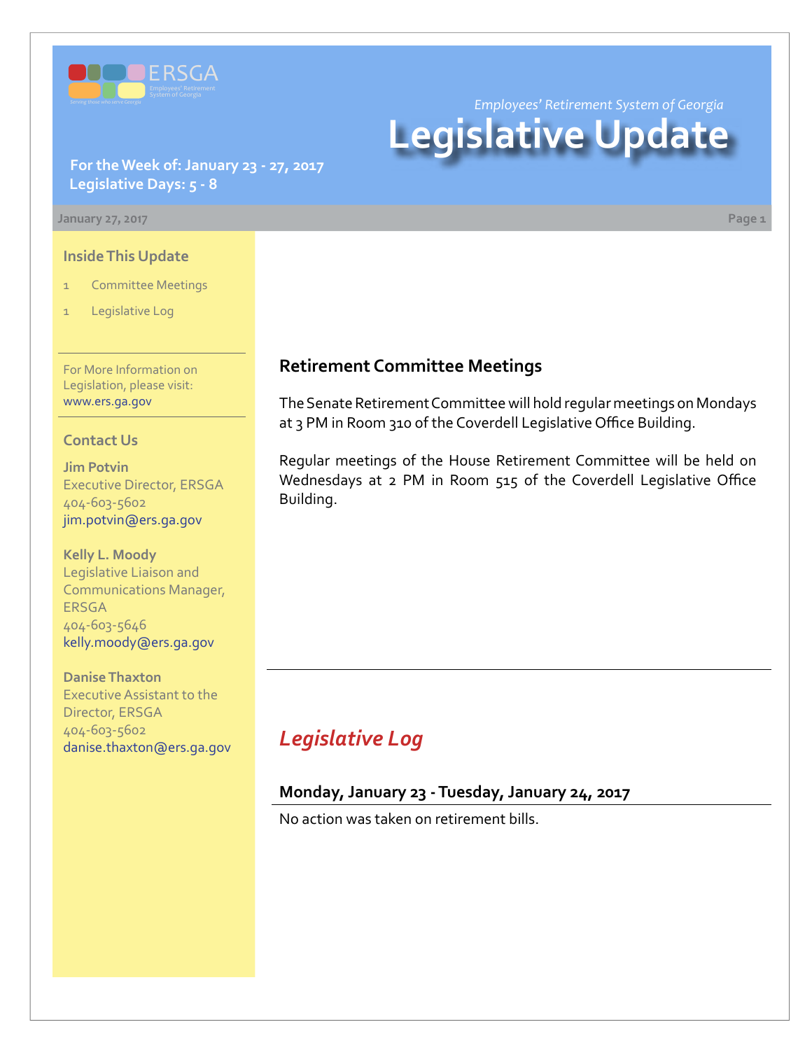ERSGA

Employees' Retirement System of Georgia

Serving those who serve Georgia

*Employees' Retirement System of Georgia*

# Legislative Update

**For the Week of: January 23 - 27, 2017**
**Legislative Days: 5 - 8**

**January 27, 2017**

### Inside This Update

1 Committee Meetings

1 Legislative Log

For More Information on Legislation, please visit: www.ers.ga.gov

### Contact Us

**Jim Potvin**
Executive Director, ERSGA
404-603-5602
jim.potvin@ers.ga.gov

**Kelly L. Moody**
Legislative Liaison and Communications Manager, ERSGA
404-603-5646
kelly.moody@ers.ga.gov

**Danise Thaxton**
Executive Assistant to the Director, ERSGA
404-603-5602
danise.thaxton@ers.ga.gov

## Retirement Committee Meetings

The Senate Retirement Committee will hold regular meetings on Mondays at 3 PM in Room 310 of the Coverdell Legislative Office Building.

Regular meetings of the House Retirement Committee will be held on Wednesdays at 2 PM in Room 515 of the Coverdell Legislative Office Building.

## *Legislative Log*

### Monday, January 23 - Tuesday, January 24, 2017

No action was taken on retirement bills.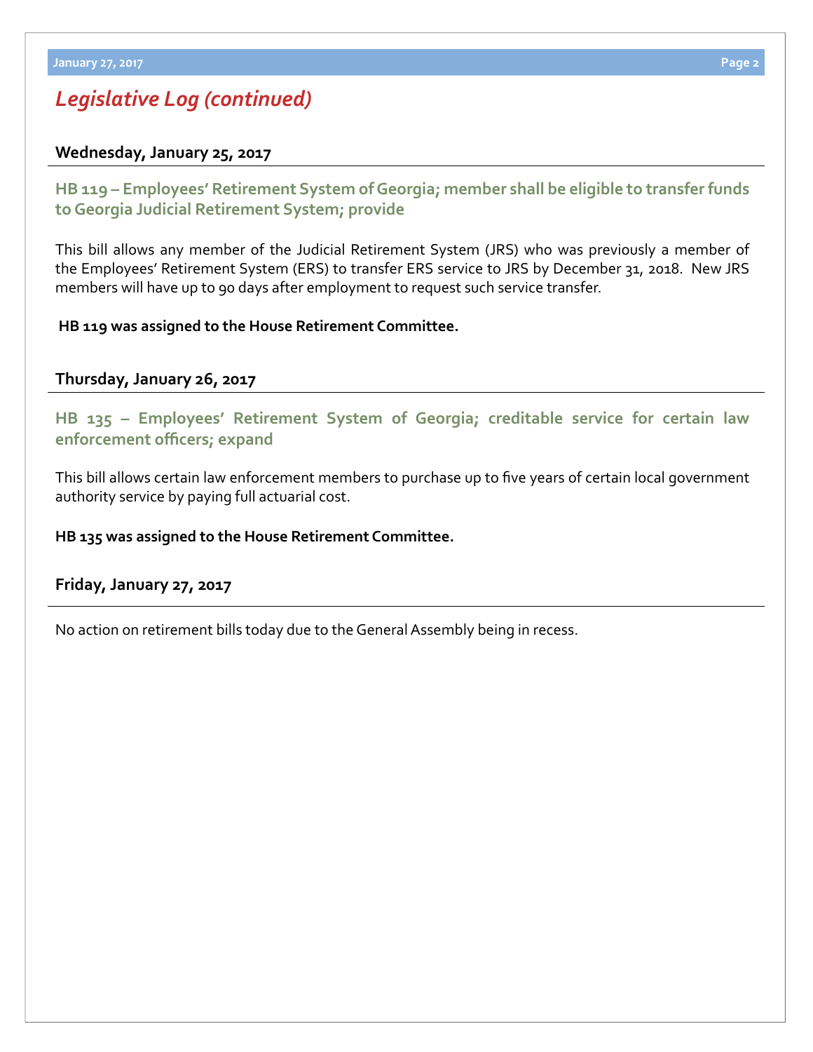## *Legislative Log (continued)*

### Wednesday, January 25, 2017

#### HB 119 – Employees' Retirement System of Georgia; member shall be eligible to transfer funds to Georgia Judicial Retirement System; provide

This bill allows any member of the Judicial Retirement System (JRS) who was previously a member of the Employees' Retirement System (ERS) to transfer ERS service to JRS by December 31, 2018. New JRS members will have up to 90 days after employment to request such service transfer.

**HB 119 was assigned to the House Retirement Committee.**

### Thursday, January 26, 2017

#### HB 135 – Employees' Retirement System of Georgia; creditable service for certain law enforcement officers; expand

This bill allows certain law enforcement members to purchase up to five years of certain local government authority service by paying full actuarial cost.

**HB 135 was assigned to the House Retirement Committee.**

### Friday, January 27, 2017

No action on retirement bills today due to the General Assembly being in recess.